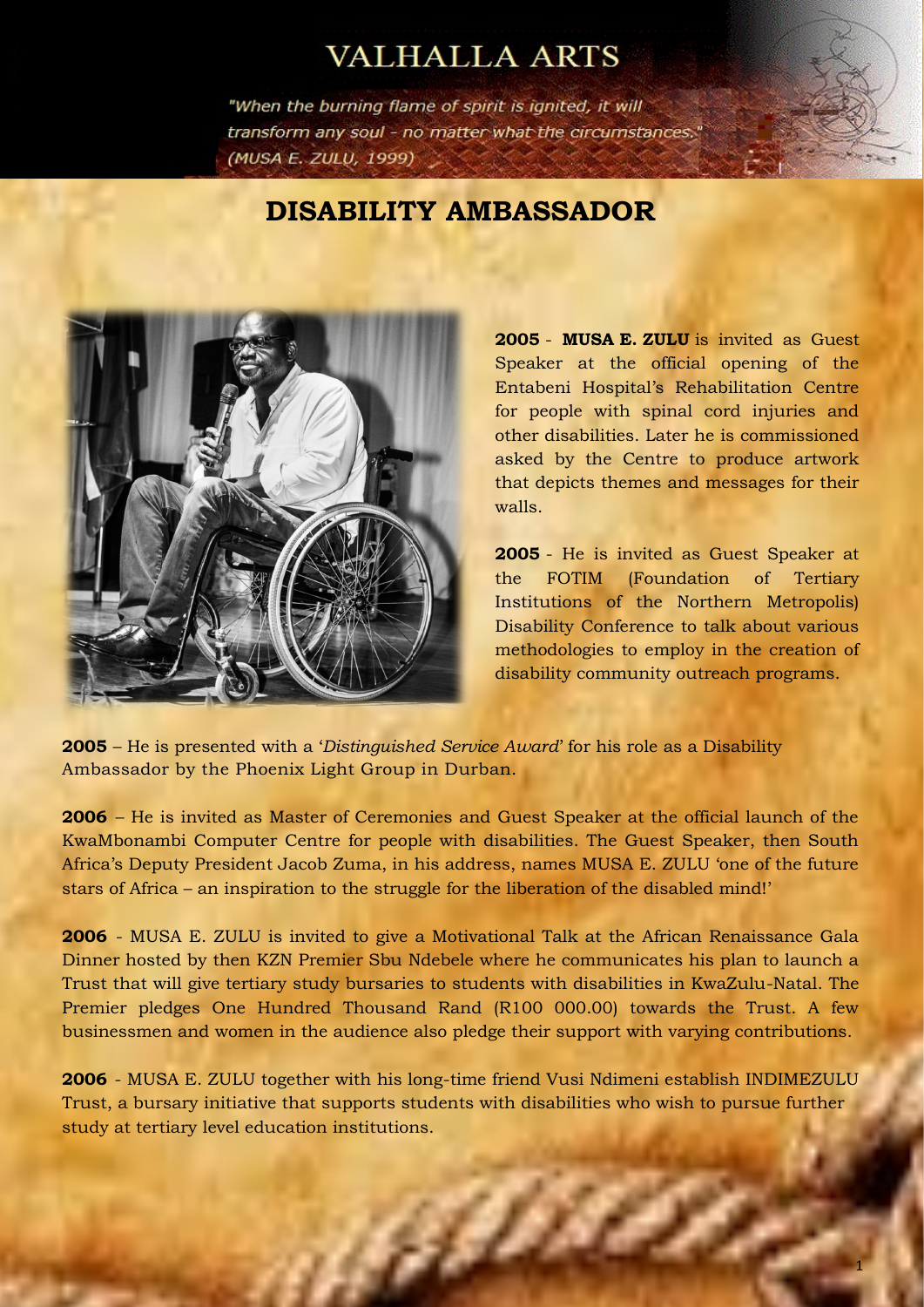# VALHALLA ARTS

*"When the burning flame of spirit is ignited, it will transform any soul - no matter what the circumstances." (MUSA E. ZULU, 1999)*

## DISABILITY AMBASSADOR

**2005** - **MUSA E. ZULU** is invited as Guest Speaker at the official opening of the Entabeni Hospital's Rehabilitation Centre for people with spinal cord injuries and other disabilities. Later he is commissioned asked by the Centre to produce artwork that depicts themes and messages for their walls.

**2005** - He is invited as Guest Speaker at the FOTIM (Foundation of Tertiary Institutions of the Northern Metropolis) Disability Conference to talk about various methodologies to employ in the creation of disability community outreach programs.

**2005** – He is presented with a '*Distinguished Service Award*' for his role as a Disability Ambassador by the Phoenix Light Group in Durban.

**2006** – He is invited as Master of Ceremonies and Guest Speaker at the official launch of the KwaMbonambi Computer Centre for people with disabilities. The Guest Speaker, then South Africa's Deputy President Jacob Zuma, in his address, names MUSA E. ZULU 'one of the future stars of Africa – an inspiration to the struggle for the liberation of the disabled mind!'

**2006** - MUSA E. ZULU is invited to give a Motivational Talk at the African Renaissance Gala Dinner hosted by then KZN Premier Sbu Ndebele where he communicates his plan to launch a Trust that will give tertiary study bursaries to students with disabilities in KwaZulu-Natal. The Premier pledges One Hundred Thousand Rand (R100 000.00) towards the Trust. A few businessmen and women in the audience also pledge their support with varying contributions.

**2006** - MUSA E. ZULU together with his long-time friend Vusi Ndimeni establish INDIMEZULU Trust, a bursary initiative that supports students with disabilities who wish to pursue further study at tertiary level education institutions.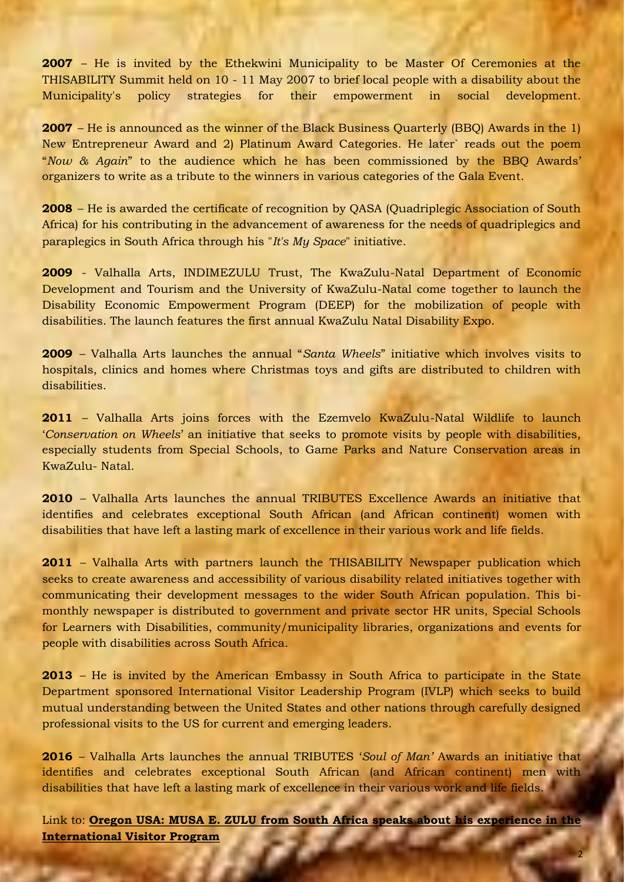**2007** – He is invited by the Ethekwini Municipality to be Master Of Ceremonies at the THISABILITY Summit held on 10 - 11 May 2007 to brief local people with a disability about the Municipality's policy strategies for their empowerment in social development.

**2007** – He is announced as the winner of the Black Business Quarterly (BBQ) Awards in the 1) New Entrepreneur Award and 2) Platinum Award Categories. He later` reads out the poem "*Now & Again*" to the audience which he has been commissioned by the BBQ Awards' organizers to write as a tribute to the winners in various categories of the Gala Event.

**2008** – He is awarded the certificate of recognition by QASA (Quadriplegic Association of South Africa) for his contributing in the advancement of awareness for the needs of quadriplegics and paraplegics in South Africa through his "*It's My Space*" initiative.

**2009** - Valhalla Arts, INDIMEZULU Trust, The KwaZulu-Natal Department of Economic Development and Tourism and the University of KwaZulu-Natal come together to launch the Disability Economic Empowerment Program (DEEP) for the mobilization of people with disabilities. The launch features the first annual KwaZulu Natal Disability Expo.

**2009** – Valhalla Arts launches the annual "*Santa Wheels*" initiative which involves visits to hospitals, clinics and homes where Christmas toys and gifts are distributed to children with disabilities.

**2011** – Valhalla Arts joins forces with the Ezemvelo KwaZulu-Natal Wildlife to launch '*Conservation on Wheels*' an initiative that seeks to promote visits by people with disabilities, especially students from Special Schools, to Game Parks and Nature Conservation areas in KwaZulu- Natal.

**2010** – Valhalla Arts launches the annual TRIBUTES Excellence Awards an initiative that identifies and celebrates exceptional South African (and African continent) women with disabilities that have left a lasting mark of excellence in their various work and life fields.

**2011** – Valhalla Arts with partners launch the THISABILITY Newspaper publication which seeks to create awareness and accessibility of various disability related initiatives together with communicating their development messages to the wider South African population. This bi-monthly newspaper is distributed to government and private sector HR units, Special Schools for Learners with Disabilities, community/municipality libraries, organizations and events for people with disabilities across South Africa.

**2013** – He is invited by the American Embassy in South Africa to participate in the State Department sponsored International Visitor Leadership Program (IVLP) which seeks to build mutual understanding between the United States and other nations through carefully designed professional visits to the US for current and emerging leaders.

**2016** – Valhalla Arts launches the annual TRIBUTES '*Soul of Man'* Awards an initiative that identifies and celebrates exceptional South African (and African continent) men with disabilities that have left a lasting mark of excellence in their various work and life fields.

Link to: **Oregon USA: MUSA E. ZULU from South Africa speaks about his experience in the International Visitor Program**